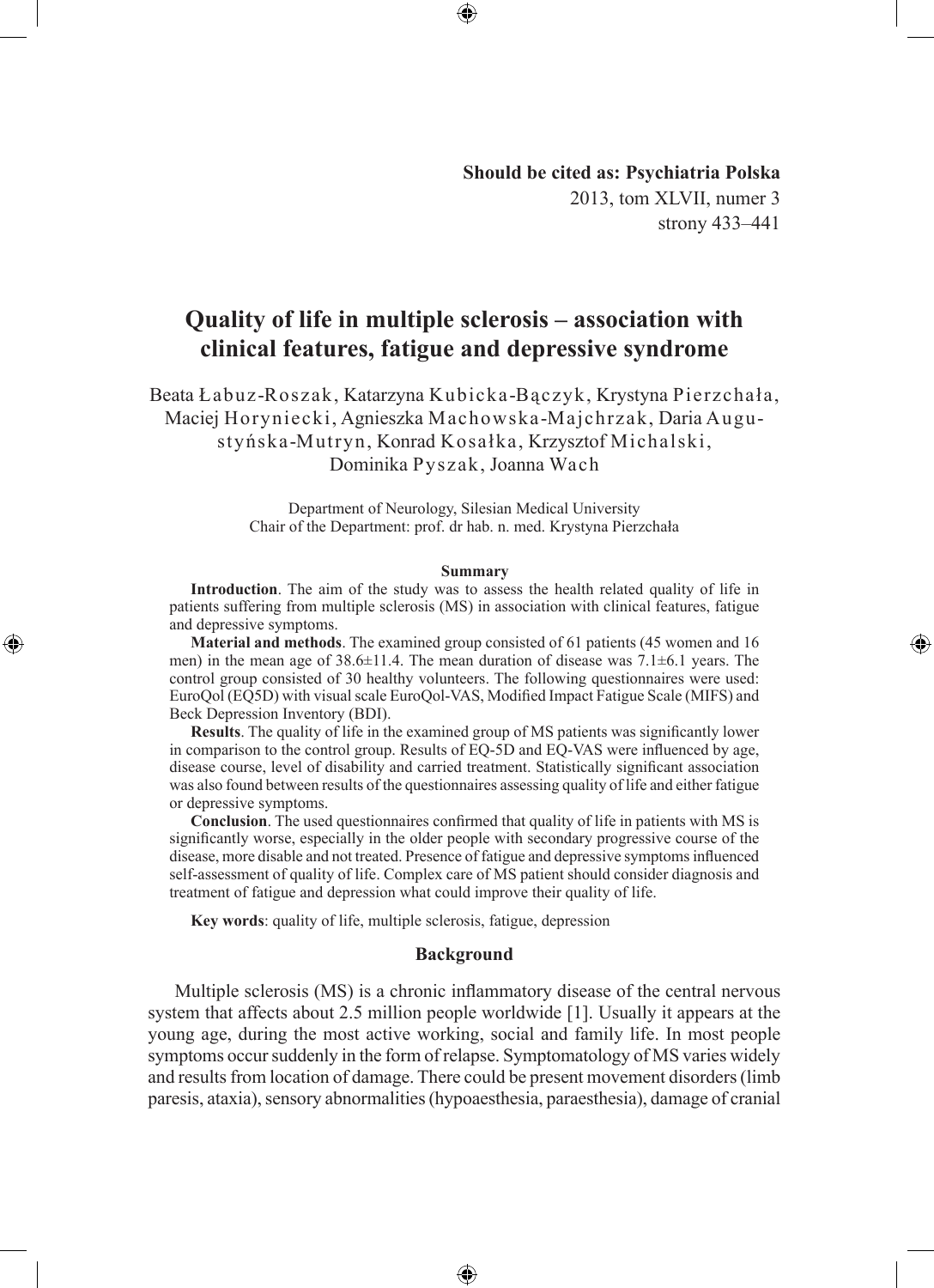**Should be cited as: Psychiatria Polska**
2013, tom XLVII, numer 3
strony 433–441

# Quality of life in multiple sclerosis – association with clinical features, fatigue and depressive syndrome

Beata Łabuz-Roszak, Katarzyna Kubicka-Bączyk, Krystyna Pierzchała, Maciej Horyniecki, Agnieszka Machowska-Majchrzak, Daria Augustyńska-Mutryn, Konrad Kosałka, Krzysztof Michalski, Dominika Pyszak, Joanna Wach

Department of Neurology, Silesian Medical University
Chair of the Department: prof. dr hab. n. med. Krystyna Pierzchała

### Summary

**Introduction**. The aim of the study was to assess the health related quality of life in patients suffering from multiple sclerosis (MS) in association with clinical features, fatigue and depressive symptoms.

**Material and methods**. The examined group consisted of 61 patients (45 women and 16 men) in the mean age of 38.6±11.4. The mean duration of disease was 7.1±6.1 years. The control group consisted of 30 healthy volunteers. The following questionnaires were used: EuroQol (EQ5D) with visual scale EuroQol-VAS, Modified Impact Fatigue Scale (MIFS) and Beck Depression Inventory (BDI).

**Results**. The quality of life in the examined group of MS patients was significantly lower in comparison to the control group. Results of EQ-5D and EQ-VAS were influenced by age, disease course, level of disability and carried treatment. Statistically significant association was also found between results of the questionnaires assessing quality of life and either fatigue or depressive symptoms.

**Conclusion**. The used questionnaires confirmed that quality of life in patients with MS is significantly worse, especially in the older people with secondary progressive course of the disease, more disable and not treated. Presence of fatigue and depressive symptoms influenced self-assessment of quality of life. Complex care of MS patient should consider diagnosis and treatment of fatigue and depression what could improve their quality of life.

**Key words**: quality of life, multiple sclerosis, fatigue, depression

## Background

Multiple sclerosis (MS) is a chronic inflammatory disease of the central nervous system that affects about 2.5 million people worldwide [1]. Usually it appears at the young age, during the most active working, social and family life. In most people symptoms occur suddenly in the form of relapse. Symptomatology of MS varies widely and results from location of damage. There could be present movement disorders (limb paresis, ataxia), sensory abnormalities (hypoaesthesia, paraesthesia), damage of cranial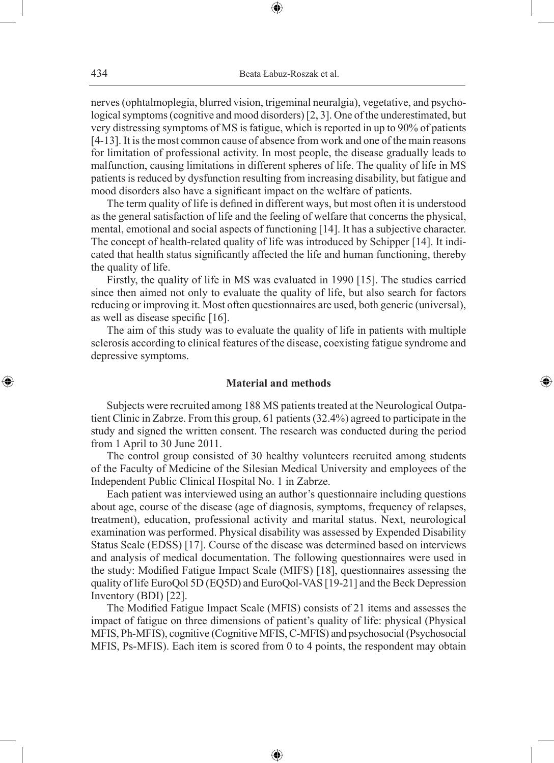nerves (ophtalmoplegia, blurred vision, trigeminal neuralgia), vegetative, and psychological symptoms (cognitive and mood disorders) [2, 3]. One of the underestimated, but very distressing symptoms of MS is fatigue, which is reported in up to 90% of patients [4-13]. It is the most common cause of absence from work and one of the main reasons for limitation of professional activity. In most people, the disease gradually leads to malfunction, causing limitations in different spheres of life. The quality of life in MS patients is reduced by dysfunction resulting from increasing disability, but fatigue and mood disorders also have a significant impact on the welfare of patients.

The term quality of life is defined in different ways, but most often it is understood as the general satisfaction of life and the feeling of welfare that concerns the physical, mental, emotional and social aspects of functioning [14]. It has a subjective character. The concept of health-related quality of life was introduced by Schipper [14]. It indicated that health status significantly affected the life and human functioning, thereby the quality of life.

Firstly, the quality of life in MS was evaluated in 1990 [15]. The studies carried since then aimed not only to evaluate the quality of life, but also search for factors reducing or improving it. Most often questionnaires are used, both generic (universal), as well as disease specific [16].

The aim of this study was to evaluate the quality of life in patients with multiple sclerosis according to clinical features of the disease, coexisting fatigue syndrome and depressive symptoms.

## Material and methods

Subjects were recruited among 188 MS patients treated at the Neurological Outpatient Clinic in Zabrze. From this group, 61 patients (32.4%) agreed to participate in the study and signed the written consent. The research was conducted during the period from 1 April to 30 June 2011.

The control group consisted of 30 healthy volunteers recruited among students of the Faculty of Medicine of the Silesian Medical University and employees of the Independent Public Clinical Hospital No. 1 in Zabrze.

Each patient was interviewed using an author's questionnaire including questions about age, course of the disease (age of diagnosis, symptoms, frequency of relapses, treatment), education, professional activity and marital status. Next, neurological examination was performed. Physical disability was assessed by Expended Disability Status Scale (EDSS) [17]. Course of the disease was determined based on interviews and analysis of medical documentation. The following questionnaires were used in the study: Modified Fatigue Impact Scale (MIFS) [18], questionnaires assessing the quality of life EuroQol 5D (EQ5D) and EuroQol-VAS [19-21] and the Beck Depression Inventory (BDI) [22].

The Modified Fatigue Impact Scale (MFIS) consists of 21 items and assesses the impact of fatigue on three dimensions of patient's quality of life: physical (Physical MFIS, Ph-MFIS), cognitive (Cognitive MFIS, C-MFIS) and psychosocial (Psychosocial MFIS, Ps-MFIS). Each item is scored from 0 to 4 points, the respondent may obtain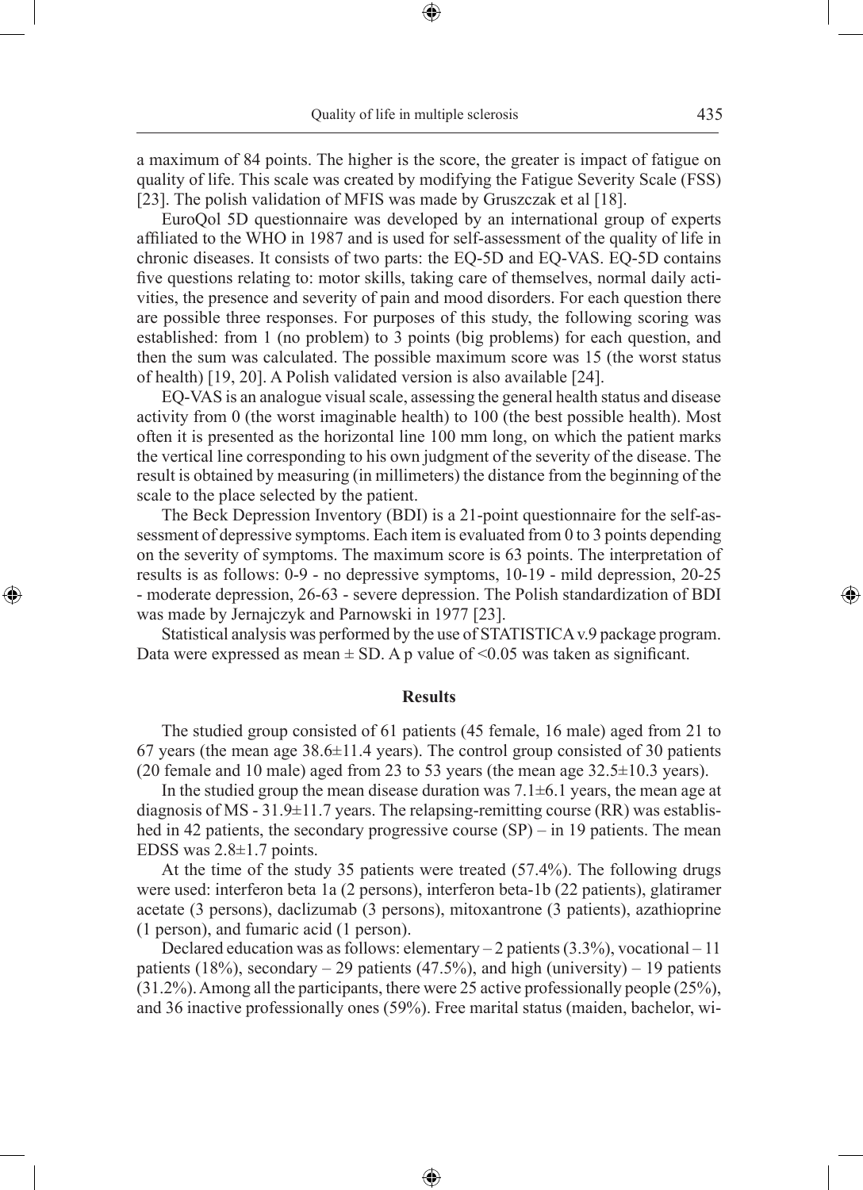a maximum of 84 points. The higher is the score, the greater is impact of fatigue on quality of life. This scale was created by modifying the Fatigue Severity Scale (FSS) [23]. The polish validation of MFIS was made by Gruszczak et al [18].

EuroQol 5D questionnaire was developed by an international group of experts affiliated to the WHO in 1987 and is used for self-assessment of the quality of life in chronic diseases. It consists of two parts: the EQ-5D and EQ-VAS. EQ-5D contains five questions relating to: motor skills, taking care of themselves, normal daily activities, the presence and severity of pain and mood disorders. For each question there are possible three responses. For purposes of this study, the following scoring was established: from 1 (no problem) to 3 points (big problems) for each question, and then the sum was calculated. The possible maximum score was 15 (the worst status of health) [19, 20]. A Polish validated version is also available [24].

EQ-VAS is an analogue visual scale, assessing the general health status and disease activity from 0 (the worst imaginable health) to 100 (the best possible health). Most often it is presented as the horizontal line 100 mm long, on which the patient marks the vertical line corresponding to his own judgment of the severity of the disease. The result is obtained by measuring (in millimeters) the distance from the beginning of the scale to the place selected by the patient.

The Beck Depression Inventory (BDI) is a 21-point questionnaire for the self-assessment of depressive symptoms. Each item is evaluated from 0 to 3 points depending on the severity of symptoms. The maximum score is 63 points. The interpretation of results is as follows: 0-9 - no depressive symptoms, 10-19 - mild depression, 20-25 - moderate depression, 26-63 - severe depression. The Polish standardization of BDI was made by Jernajczyk and Parnowski in 1977 [23].

Statistical analysis was performed by the use of STATISTICA v.9 package program. Data were expressed as mean ± SD. A p value of <0.05 was taken as significant.

## Results

The studied group consisted of 61 patients (45 female, 16 male) aged from 21 to 67 years (the mean age 38.6±11.4 years). The control group consisted of 30 patients (20 female and 10 male) aged from 23 to 53 years (the mean age 32.5±10.3 years).

In the studied group the mean disease duration was 7.1±6.1 years, the mean age at diagnosis of MS - 31.9±11.7 years. The relapsing-remitting course (RR) was established in 42 patients, the secondary progressive course (SP) – in 19 patients. The mean EDSS was 2.8±1.7 points.

At the time of the study 35 patients were treated (57.4%). The following drugs were used: interferon beta 1a (2 persons), interferon beta-1b (22 patients), glatiramer acetate (3 persons), daclizumab (3 persons), mitoxantrone (3 patients), azathioprine (1 person), and fumaric acid (1 person).

Declared education was as follows: elementary – 2 patients (3.3%), vocational – 11 patients (18%), secondary – 29 patients (47.5%), and high (university) – 19 patients (31.2%). Among all the participants, there were 25 active professionally people (25%), and 36 inactive professionally ones (59%). Free marital status (maiden, bachelor, wi-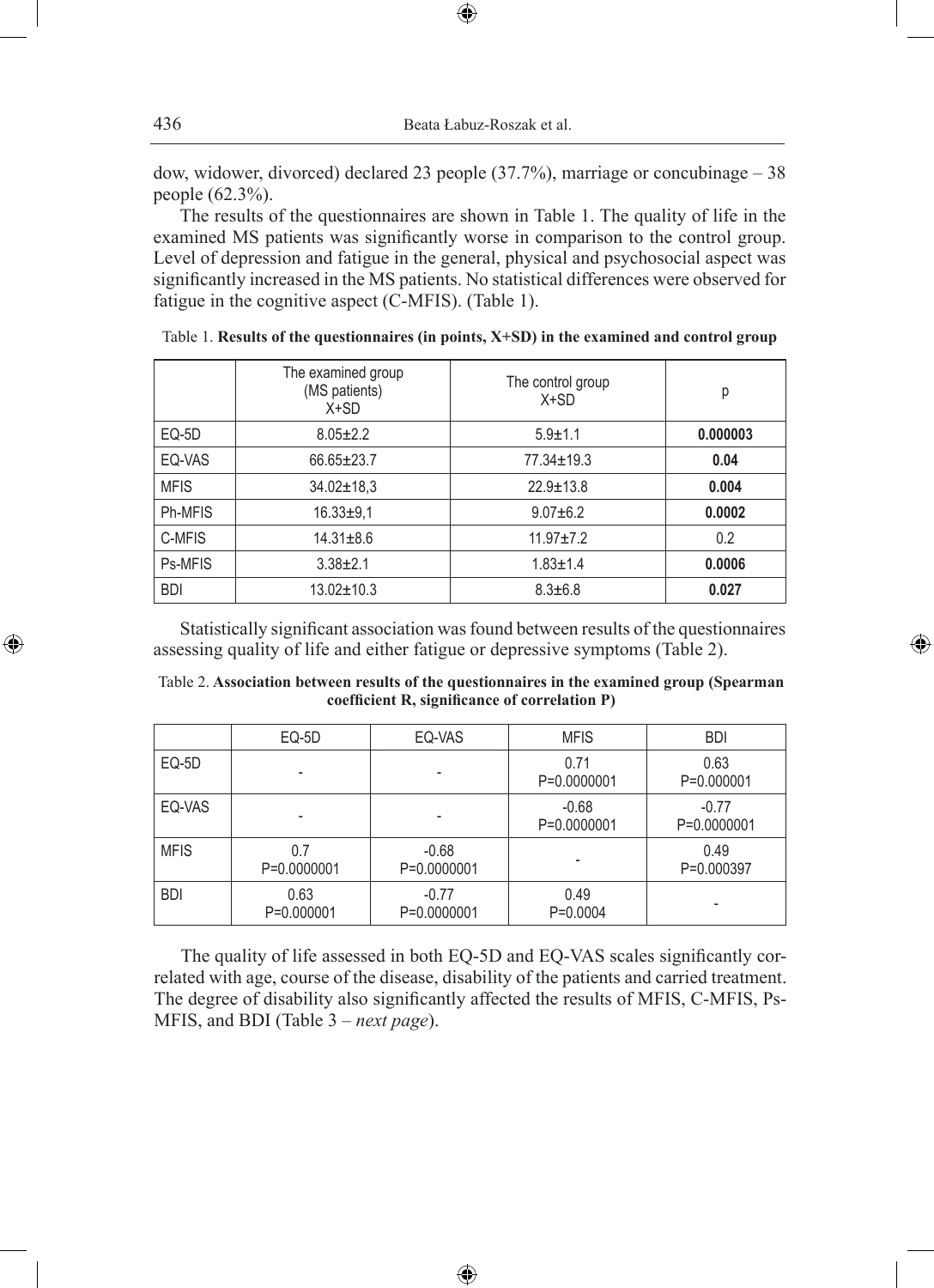dow, widower, divorced) declared 23 people (37.7%), marriage or concubinage – 38 people (62.3%).

The results of the questionnaires are shown in Table 1. The quality of life in the examined MS patients was significantly worse in comparison to the control group. Level of depression and fatigue in the general, physical and psychosocial aspect was significantly increased in the MS patients. No statistical differences were observed for fatigue in the cognitive aspect (C-MFIS). (Table 1).

Table 1. **Results of the questionnaires (in points, X+SD) in the examined and control group**

| | The examined group (MS patients) X+SD | The control group X+SD | p |
|---|---|---|---|
| EQ-5D | 8.05±2.2 | 5.9±1.1 | **0.000003** |
| EQ-VAS | 66.65±23.7 | 77.34±19.3 | **0.04** |
| MFIS | 34.02±18,3 | 22.9±13.8 | **0.004** |
| Ph-MFIS | 16.33±9,1 | 9.07±6.2 | **0.0002** |
| C-MFIS | 14.31±8.6 | 11.97±7.2 | 0.2 |
| Ps-MFIS | 3.38±2.1 | 1.83±1.4 | **0.0006** |
| BDI | 13.02±10.3 | 8.3±6.8 | **0.027** |

Statistically significant association was found between results of the questionnaires assessing quality of life and either fatigue or depressive symptoms (Table 2).

Table 2. **Association between results of the questionnaires in the examined group (Spearman coefficient R, significance of correlation P)**

| | EQ-5D | EQ-VAS | MFIS | BDI |
|---|---|---|---|---|
| EQ-5D | - | - | 0.71 P=0.0000001 | 0.63 P=0.000001 |
| EQ-VAS | - | - | -0.68 P=0.0000001 | -0.77 P=0.0000001 |
| MFIS | 0.7 P=0.0000001 | -0.68 P=0.0000001 | - | 0.49 P=0.000397 |
| BDI | 0.63 P=0.000001 | -0.77 P=0.0000001 | 0.49 P=0.0004 | - |

The quality of life assessed in both EQ-5D and EQ-VAS scales significantly correlated with age, course of the disease, disability of the patients and carried treatment. The degree of disability also significantly affected the results of MFIS, C-MFIS, Ps-MFIS, and BDI (Table 3 – *next page*).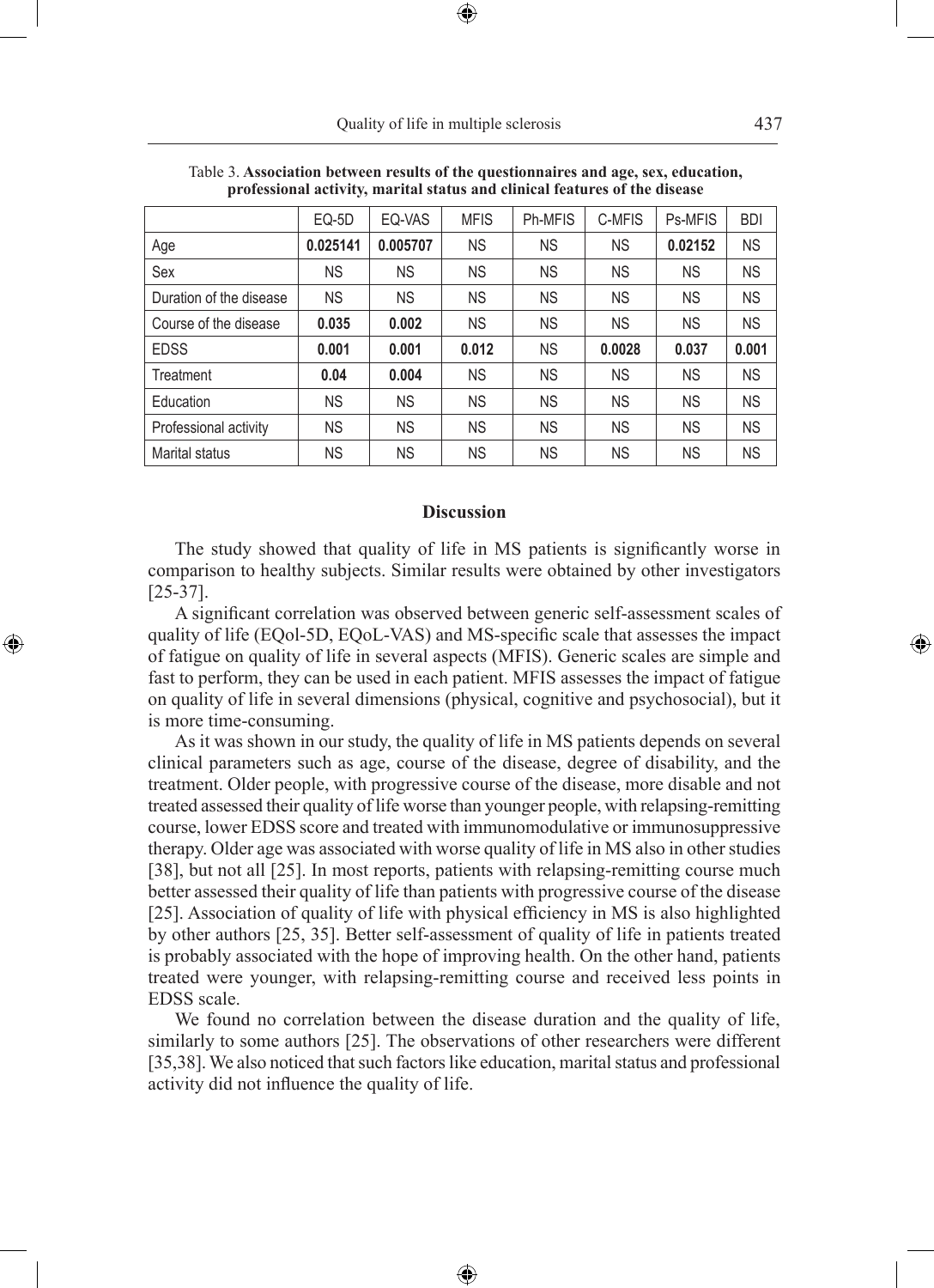Table 3. **Association between results of the questionnaires and age, sex, education, professional activity, marital status and clinical features of the disease**

| | EQ-5D | EQ-VAS | MFIS | Ph-MFIS | C-MFIS | Ps-MFIS | BDI |
|---|---|---|---|---|---|---|---|
| Age | **0.025141** | **0.005707** | NS | NS | NS | **0.02152** | NS |
| Sex | NS | NS | NS | NS | NS | NS | NS |
| Duration of the disease | NS | NS | NS | NS | NS | NS | NS |
| Course of the disease | **0.035** | **0.002** | NS | NS | NS | NS | NS |
| EDSS | **0.001** | **0.001** | **0.012** | NS | **0.0028** | **0.037** | **0.001** |
| Treatment | **0.04** | **0.004** | NS | NS | NS | NS | NS |
| Education | NS | NS | NS | NS | NS | NS | NS |
| Professional activity | NS | NS | NS | NS | NS | NS | NS |
| Marital status | NS | NS | NS | NS | NS | NS | NS |

## Discussion

The study showed that quality of life in MS patients is significantly worse in comparison to healthy subjects. Similar results were obtained by other investigators [25-37].

A significant correlation was observed between generic self-assessment scales of quality of life (EQol-5D, EQoL-VAS) and MS-specific scale that assesses the impact of fatigue on quality of life in several aspects (MFIS). Generic scales are simple and fast to perform, they can be used in each patient. MFIS assesses the impact of fatigue on quality of life in several dimensions (physical, cognitive and psychosocial), but it is more time-consuming.

As it was shown in our study, the quality of life in MS patients depends on several clinical parameters such as age, course of the disease, degree of disability, and the treatment. Older people, with progressive course of the disease, more disable and not treated assessed their quality of life worse than younger people, with relapsing-remitting course, lower EDSS score and treated with immunomodulative or immunosuppressive therapy. Older age was associated with worse quality of life in MS also in other studies [38], but not all [25]. In most reports, patients with relapsing-remitting course much better assessed their quality of life than patients with progressive course of the disease [25]. Association of quality of life with physical efficiency in MS is also highlighted by other authors [25, 35]. Better self-assessment of quality of life in patients treated is probably associated with the hope of improving health. On the other hand, patients treated were younger, with relapsing-remitting course and received less points in EDSS scale.

We found no correlation between the disease duration and the quality of life, similarly to some authors [25]. The observations of other researchers were different [35,38]. We also noticed that such factors like education, marital status and professional activity did not influence the quality of life.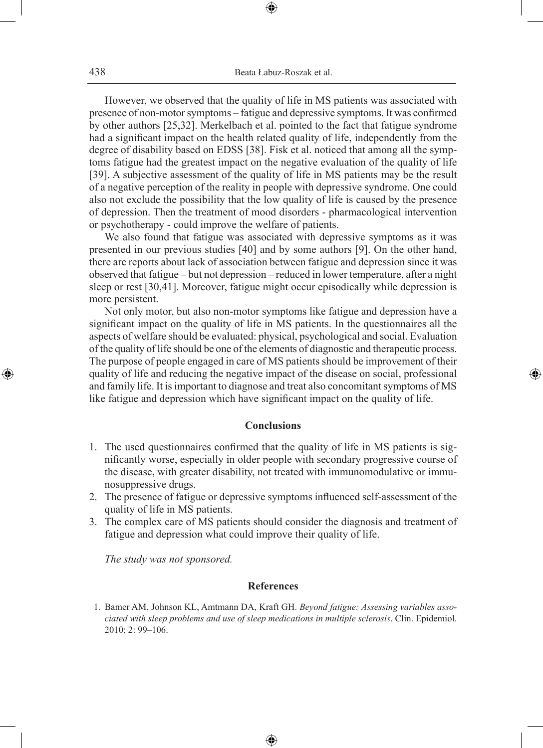However, we observed that the quality of life in MS patients was associated with presence of non-motor symptoms – fatigue and depressive symptoms. It was confirmed by other authors [25,32]. Merkelbach et al. pointed to the fact that fatigue syndrome had a significant impact on the health related quality of life, independently from the degree of disability based on EDSS [38]. Fisk et al. noticed that among all the symptoms fatigue had the greatest impact on the negative evaluation of the quality of life [39]. A subjective assessment of the quality of life in MS patients may be the result of a negative perception of the reality in people with depressive syndrome. One could also not exclude the possibility that the low quality of life is caused by the presence of depression. Then the treatment of mood disorders - pharmacological intervention or psychotherapy - could improve the welfare of patients.

We also found that fatigue was associated with depressive symptoms as it was presented in our previous studies [40] and by some authors [9]. On the other hand, there are reports about lack of association between fatigue and depression since it was observed that fatigue – but not depression – reduced in lower temperature, after a night sleep or rest [30,41]. Moreover, fatigue might occur episodically while depression is more persistent.

Not only motor, but also non-motor symptoms like fatigue and depression have a significant impact on the quality of life in MS patients. In the questionnaires all the aspects of welfare should be evaluated: physical, psychological and social. Evaluation of the quality of life should be one of the elements of diagnostic and therapeutic process. The purpose of people engaged in care of MS patients should be improvement of their quality of life and reducing the negative impact of the disease on social, professional and family life. It is important to diagnose and treat also concomitant symptoms of MS like fatigue and depression which have significant impact on the quality of life.

## Conclusions

1. The used questionnaires confirmed that the quality of life in MS patients is significantly worse, especially in older people with secondary progressive course of the disease, with greater disability, not treated with immunomodulative or immunosuppressive drugs.
2. The presence of fatigue or depressive symptoms influenced self-assessment of the quality of life in MS patients.
3. The complex care of MS patients should consider the diagnosis and treatment of fatigue and depression what could improve their quality of life.

*The study was not sponsored.*

## References

1. Bamer AM, Johnson KL, Amtmann DA, Kraft GH. *Beyond fatigue: Assessing variables associated with sleep problems and use of sleep medications in multiple sclerosis*. Clin. Epidemiol. 2010; 2: 99–106.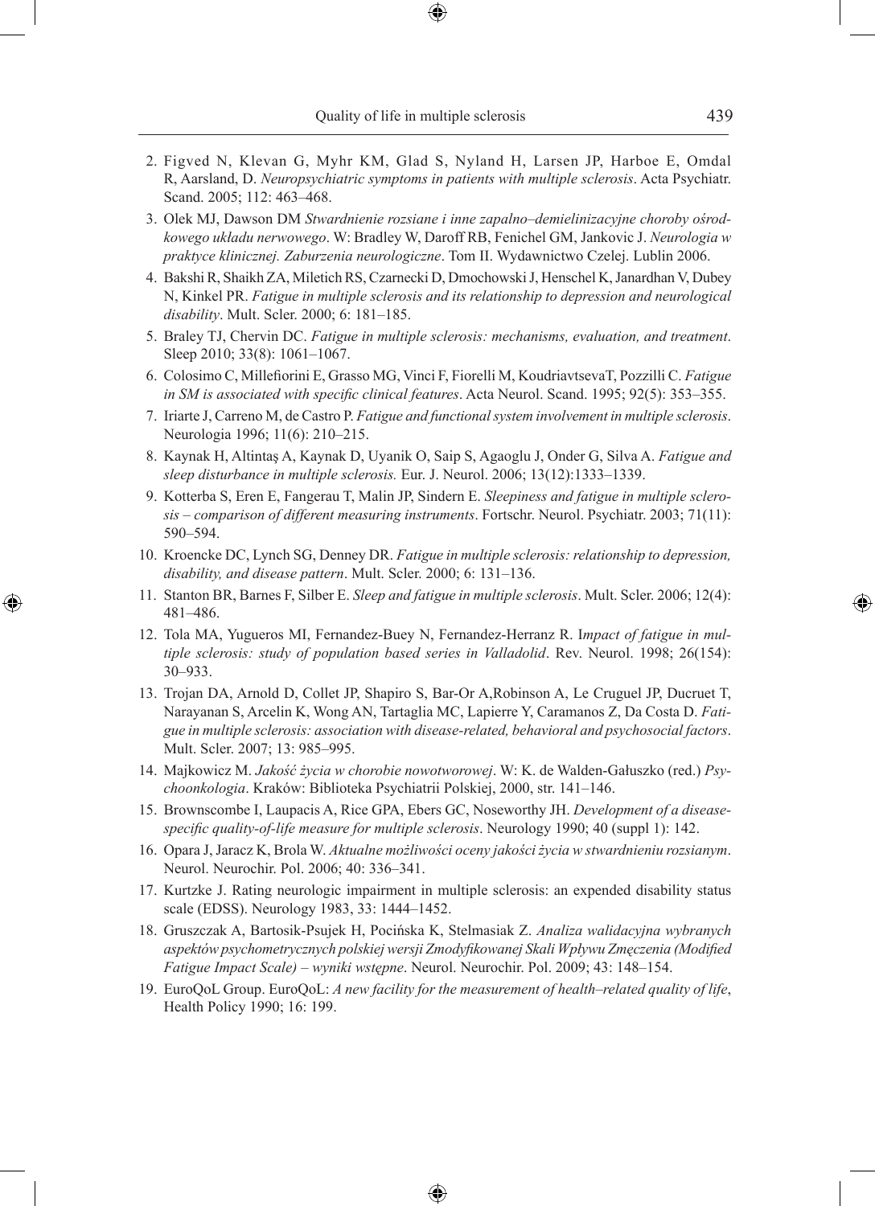2. Figved N, Klevan G, Myhr KM, Glad S, Nyland H, Larsen JP, Harboe E, Omdal R, Aarsland, D. *Neuropsychiatric symptoms in patients with multiple sclerosis*. Acta Psychiatr. Scand. 2005; 112: 463–468.
3. Olek MJ, Dawson DM *Stwardnienie rozsiane i inne zapalno–demielinizacyjne choroby ośrodkowego układu nerwowego*. W: Bradley W, Daroff RB, Fenichel GM, Jankovic J. *Neurologia w praktyce klinicznej. Zaburzenia neurologiczne*. Tom II. Wydawnictwo Czelej. Lublin 2006.
4. Bakshi R, Shaikh ZA, Miletich RS, Czarnecki D, Dmochowski J, Henschel K, Janardhan V, Dubey N, Kinkel PR. *Fatigue in multiple sclerosis and its relationship to depression and neurological disability*. Mult. Scler. 2000; 6: 181–185.
5. Braley TJ, Chervin DC. *Fatigue in multiple sclerosis: mechanisms, evaluation, and treatment*. Sleep 2010; 33(8): 1061–1067.
6. Colosimo C, Millefiorini E, Grasso MG, Vinci F, Fiorelli M, KoudriavtsevaT, Pozzilli C. *Fatigue in SM is associated with specific clinical features*. Acta Neurol. Scand. 1995; 92(5): 353–355.
7. Iriarte J, Carreno M, de Castro P. *Fatigue and functional system involvement in multiple sclerosis*. Neurologia 1996; 11(6): 210–215.
8. Kaynak H, Altintaş A, Kaynak D, Uyanik O, Saip S, Agaoglu J, Onder G, Silva A. *Fatigue and sleep disturbance in multiple sclerosis.* Eur. J. Neurol. 2006; 13(12):1333–1339.
9. Kotterba S, Eren E, Fangerau T, Malin JP, Sindern E. *Sleepiness and fatigue in multiple sclerosis – comparison of different measuring instruments*. Fortschr. Neurol. Psychiatr. 2003; 71(11): 590–594.
10. Kroencke DC, Lynch SG, Denney DR. *Fatigue in multiple sclerosis: relationship to depression, disability, and disease pattern*. Mult. Scler. 2000; 6: 131–136.
11. Stanton BR, Barnes F, Silber E. *Sleep and fatigue in multiple sclerosis*. Mult. Scler. 2006; 12(4): 481–486.
12. Tola MA, Yugueros MI, Fernandez-Buey N, Fernandez-Herranz R. I*mpact of fatigue in multiple sclerosis: study of population based series in Valladolid*. Rev. Neurol. 1998; 26(154): 30–933.
13. Trojan DA, Arnold D, Collet JP, Shapiro S, Bar-Or A,Robinson A, Le Cruguel JP, Ducruet T, Narayanan S, Arcelin K, Wong AN, Tartaglia MC, Lapierre Y, Caramanos Z, Da Costa D. *Fatigue in multiple sclerosis: association with disease-related, behavioral and psychosocial factors*. Mult. Scler. 2007; 13: 985–995.
14. Majkowicz M. *Jakość życia w chorobie nowotworowej*. W: K. de Walden-Gałuszko (red.) *Psychoonkologia*. Kraków: Biblioteka Psychiatrii Polskiej, 2000, str. 141–146.
15. Brownscombe I, Laupacis A, Rice GPA, Ebers GC, Noseworthy JH. *Development of a disease-specific quality-of-life measure for multiple sclerosis*. Neurology 1990; 40 (suppl 1): 142.
16. Opara J, Jaracz K, Brola W. *Aktualne możliwości oceny jakości życia w stwardnieniu rozsianym*. Neurol. Neurochir. Pol. 2006; 40: 336–341.
17. Kurtzke J. Rating neurologic impairment in multiple sclerosis: an expended disability status scale (EDSS). Neurology 1983, 33: 1444–1452.
18. Gruszczak A, Bartosik-Psujek H, Pocińska K, Stelmasiak Z. *Analiza walidacyjna wybranych aspektów psychometrycznych polskiej wersji Zmodyfikowanej Skali Wpływu Zmęczenia (Modified Fatigue Impact Scale) – wyniki wstępne*. Neurol. Neurochir. Pol. 2009; 43: 148–154.
19. EuroQoL Group. EuroQoL: *A new facility for the measurement of health–related quality of life*, Health Policy 1990; 16: 199.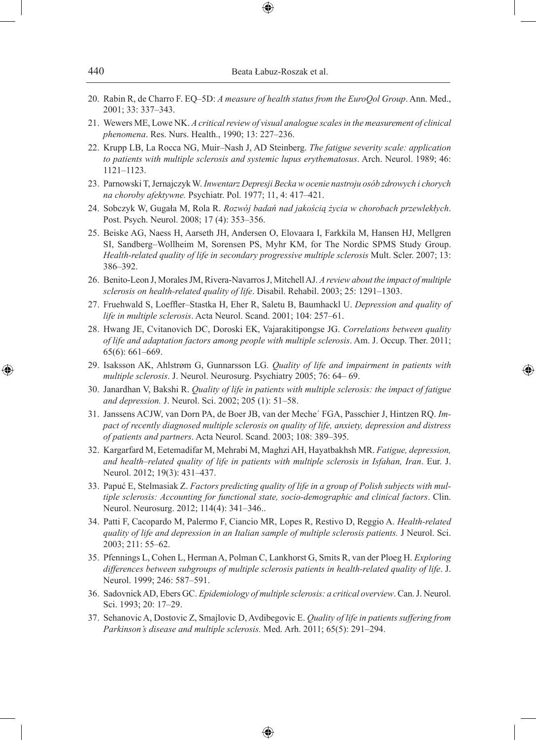20. Rabin R, de Charro F. EQ–5D: *A measure of health status from the EuroQol Group*. Ann. Med., 2001; 33: 337–343.
21. Wewers ME, Lowe NK. *A critical review of visual analogue scales in the measurement of clinical phenomena*. Res. Nurs. Health., 1990; 13: 227–236.
22. Krupp LB, La Rocca NG, Muir–Nash J, AD Steinberg. *The fatigue severity scale: application to patients with multiple sclerosis and systemic lupus erythematosus*. Arch. Neurol. 1989; 46: 1121–1123.
23. Parnowski T, Jernajczyk W. *Inwentarz Depresji Becka w ocenie nastroju osób zdrowych i chorych na choroby afektywne.* Psychiatr. Pol. 1977; 11, 4: 417–421.
24. Sobczyk W, Gugała M, Rola R. *Rozwój badań nad jakością życia w chorobach przewlekłych*. Post. Psych. Neurol. 2008; 17 (4): 353–356.
25. Beiske AG, Naess H, Aarseth JH, Andersen O, Elovaara I, Farkkila M, Hansen HJ, Mellgren SI, Sandberg–Wollheim M, Sorensen PS, Myhr KM, for The Nordic SPMS Study Group. *Health-related quality of life in secondary progressive multiple sclerosis* Mult. Scler. 2007; 13: 386–392.
26. Benito-Leon J, Morales JM, Rivera-Navarros J, Mitchell AJ. *A review about the impact of multiple sclerosis on health-related quality of life*. Disabil. Rehabil. 2003; 25: 1291–1303.
27. Fruehwald S, Loeffler–Stastka H, Eher R, Saletu B, Baumhackl U. *Depression and quality of life in multiple sclerosis*. Acta Neurol. Scand. 2001; 104: 257–61.
28. Hwang JE, Cvitanovich DC, Doroski EK, Vajarakitipongse JG. *Correlations between quality of life and adaptation factors among people with multiple sclerosis*. Am. J. Occup. Ther. 2011; 65(6): 661–669.
29. Isaksson AK, Ahlstrøm G, Gunnarsson LG. *Quality of life and impairment in patients with multiple sclerosis*. J. Neurol. Neurosurg. Psychiatry 2005; 76: 64– 69.
30. Janardhan V, Bakshi R. *Quality of life in patients with multiple sclerosis: the impact of fatigue and depression.* J. Neurol. Sci. 2002; 205 (1): 51–58.
31. Janssens ACJW, van Dorn PA, de Boer JB, van der Meche´ FGA, Passchier J, Hintzen RQ. *Impact of recently diagnosed multiple sclerosis on quality of life, anxiety, depression and distress of patients and partners*. Acta Neurol. Scand. 2003; 108: 389–395.
32. Kargarfard M, Eetemadifar M, Mehrabi M, Maghzi AH, Hayatbakhsh MR. *Fatigue, depression, and health–related quality of life in patients with multiple sclerosis in Isfahan, Iran*. Eur. J. Neurol. 2012; 19(3): 431–437.
33. Papuć E, Stelmasiak Z. *Factors predicting quality of life in a group of Polish subjects with multiple sclerosis: Accounting for functional state, socio-demographic and clinical factors*. Clin. Neurol. Neurosurg. 2012; 114(4): 341–346..
34. Patti F, Cacopardo M, Palermo F, Ciancio MR, Lopes R, Restivo D, Reggio A. *Health-related quality of life and depression in an Italian sample of multiple sclerosis patients.* J Neurol. Sci. 2003; 211: 55–62.
35. Pfennings L, Cohen L, Herman A, Polman C, Lankhorst G, Smits R, van der Ploeg H. *Exploring differences between subgroups of multiple sclerosis patients in health-related quality of life*. J. Neurol. 1999; 246: 587–591.
36. Sadovnick AD, Ebers GC. *Epidemiology of multiple sclerosis: a critical overview*. Can. J. Neurol. Sci. 1993; 20: 17–29.
37. Sehanovic A, Dostovic Z, Smajlovic D, Avdibegovic E. *Quality of life in patients suffering from Parkinson's disease and multiple sclerosis.* Med. Arh. 2011; 65(5): 291–294.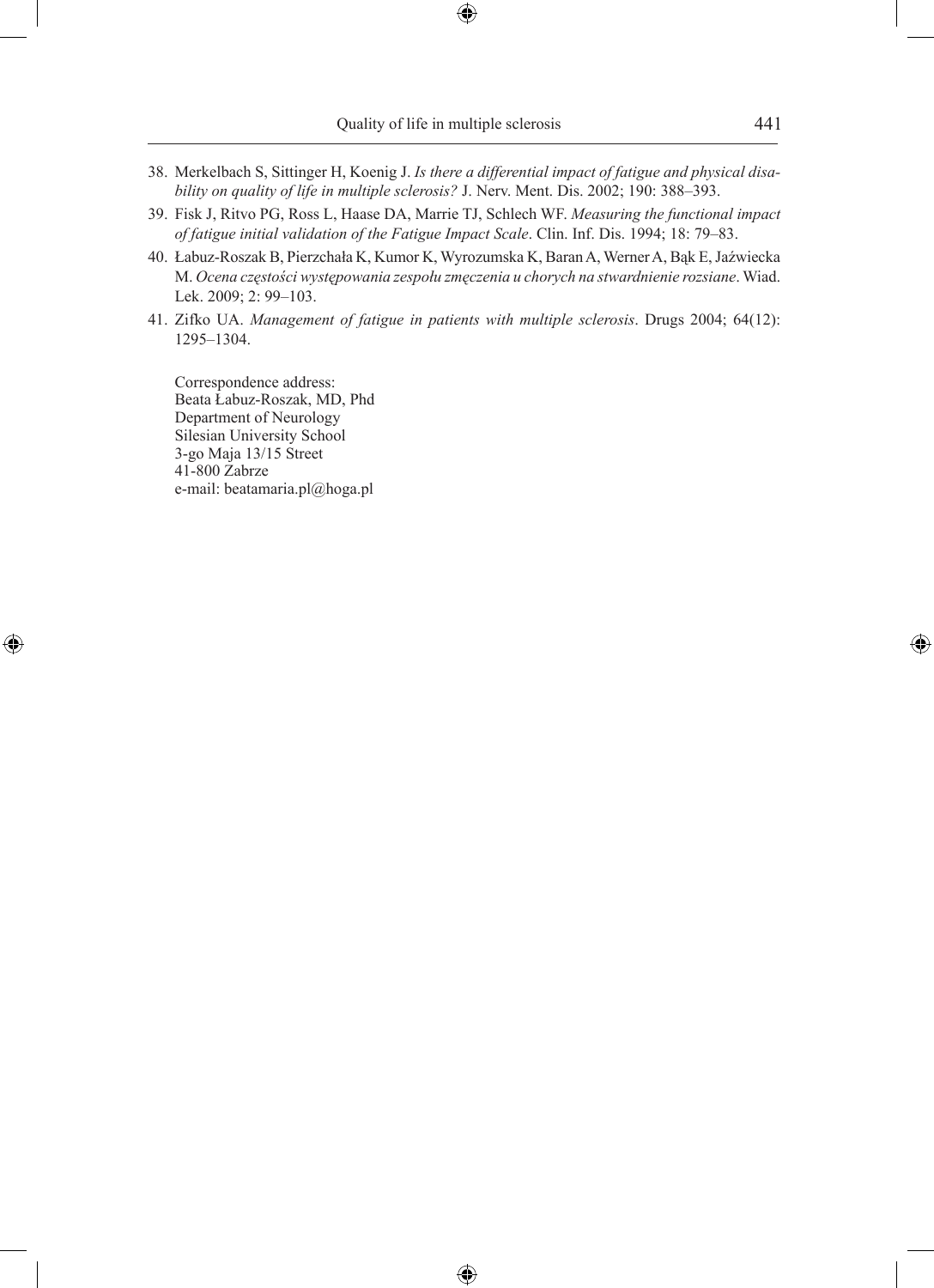38. Merkelbach S, Sittinger H, Koenig J. *Is there a differential impact of fatigue and physical disability on quality of life in multiple sclerosis?* J. Nerv. Ment. Dis. 2002; 190: 388–393.
39. Fisk J, Ritvo PG, Ross L, Haase DA, Marrie TJ, Schlech WF. *Measuring the functional impact of fatigue initial validation of the Fatigue Impact Scale*. Clin. Inf. Dis. 1994; 18: 79–83.
40. Łabuz-Roszak B, Pierzchała K, Kumor K, Wyrozumska K, Baran A, Werner A, Bąk E, Jaświecka M. *Ocena częstości występowania zespołu zmęczenia u chorych na stwardnienie rozsiane*. Wiad. Lek. 2009; 2: 99–103.
41. Zifko UA. *Management of fatigue in patients with multiple sclerosis*. Drugs 2004; 64(12): 1295–1304.

Correspondence address:
Beata Łabuz-Roszak, MD, Phd
Department of Neurology
Silesian University School
3-go Maja 13/15 Street
41-800 Zabrze
e-mail: beatamaria.pl@hoga.pl